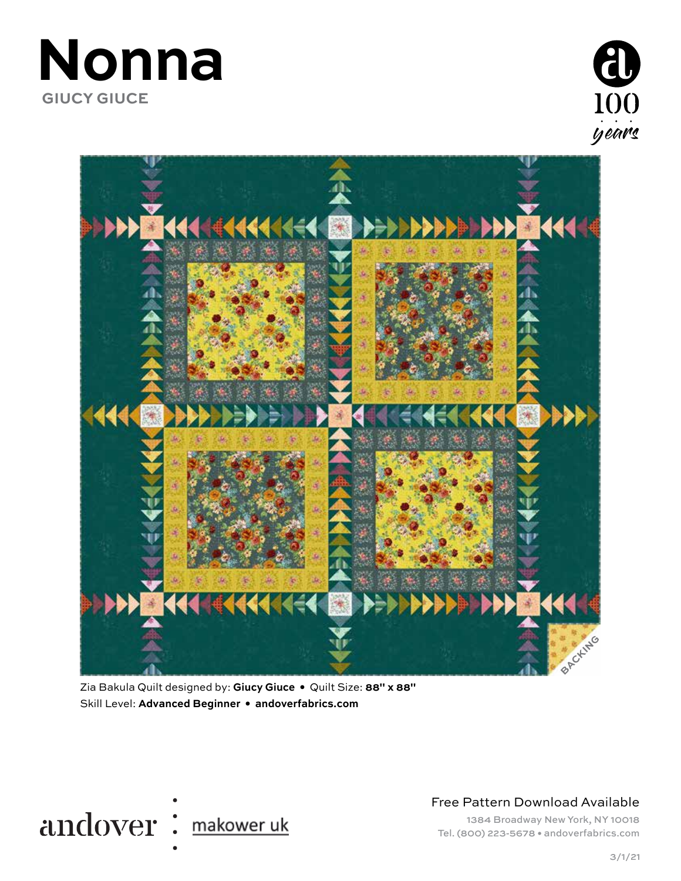# Nonna

GIUCY GIUCE

BACKING

Zia Bakula Quilt designed by: **Giucy Giuce** • Quilt Size: **88" x 88"**
Skill Level: **Advanced Beginner** • **andoverfabrics.com**

andover : makower uk

Free Pattern Download Available

1384 Broadway New York, NY 10018
Tel. (800) 223-5678 • andoverfabrics.com

3/1/21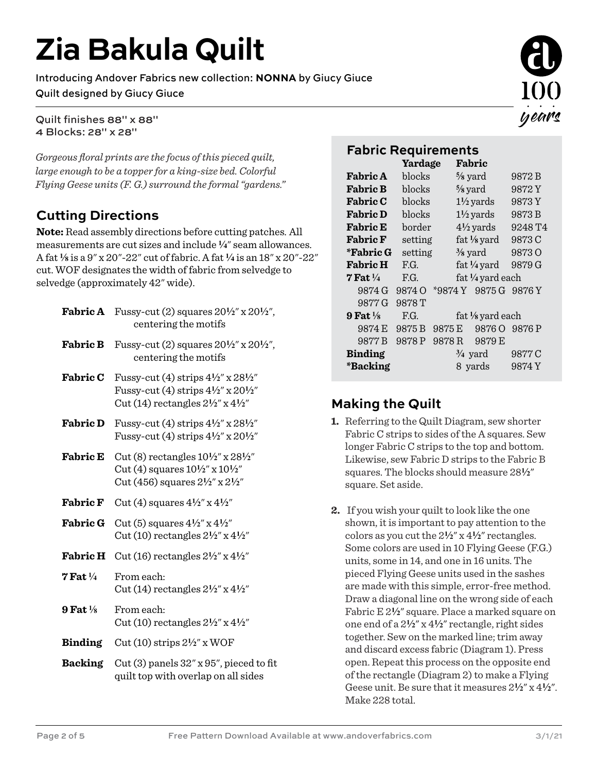# Zia Bakula Quilt

Introducing Andover Fabrics new collection: **NONNA** by Giucy Giuce

Quilt designed by Giucy Giuce

Quilt finishes 88" x 88"
4 Blocks: 28" x 28"

*Gorgeous floral prints are the focus of this pieced quilt, large enough to be a topper for a king-size bed. Colorful Flying Geese units (F. G.) surround the formal "gardens."*

## Cutting Directions

**Note:** Read assembly directions before cutting patches. All measurements are cut sizes and include ¼" seam allowances. A fat ⅛ is a 9" x 20"-22" cut of fabric. A fat ¼ is an 18" x 20"-22" cut. WOF designates the width of fabric from selvedge to selvedge (approximately 42" wide).

| | |
|---|---|
| **Fabric A** | Fussy-cut (2) squares 20½" x 20½", centering the motifs |
| **Fabric B** | Fussy-cut (2) squares 20½" x 20½", centering the motifs |
| **Fabric C** | Fussy-cut (4) strips 4½" x 28½"<br>Fussy-cut (4) strips 4½" x 20½"<br>Cut (14) rectangles 2½" x 4½" |
| **Fabric D** | Fussy-cut (4) strips 4½" x 28½"<br>Fussy-cut (4) strips 4½" x 20½" |
| **Fabric E** | Cut (8) rectangles 10½" x 28½"<br>Cut (4) squares 10½" x 10½"<br>Cut (456) squares 2½" x 2½" |
| **Fabric F** | Cut (4) squares 4½" x 4½" |
| **Fabric G** | Cut (5) squares 4½" x 4½"<br>Cut (10) rectangles 2½" x 4½" |
| **Fabric H** | Cut (16) rectangles 2½" x 4½" |
| **7 Fat ¼** | From each:<br>Cut (14) rectangles 2½" x 4½" |
| **9 Fat ⅛** | From each:<br>Cut (10) rectangles 2½" x 4½" |
| **Binding** | Cut (10) strips 2½" x WOF |
| **Backing** | Cut (3) panels 32" x 95", pieced to fit quilt top with overlap on all sides |

## Fabric Requirements

| | Yardage | Fabric | |
|---|---|---|---|
| **Fabric A** | blocks | ⅝ yard | 9872 B |
| **Fabric B** | blocks | ⅝ yard | 9872 Y |
| **Fabric C** | blocks | 1½ yards | 9873 Y |
| **Fabric D** | blocks | 1½ yards | 9873 B |
| **Fabric E** | border | 4½ yards | 9248 T4 |
| **Fabric F** | setting | fat ⅛ yard | 9873 C |
| ***Fabric G** | setting | ⅜ yard | 9873 O |
| **Fabric H** | F.G. | fat ¼ yard | 9879 G |
| **7 Fat ¼** | F.G. | fat ¼ yard each | |
| 9874 G 9874 O *9874 Y 9875 G 9876 Y 9877 G 9878 T | | | |
| **9 Fat ⅛** | F.G. | fat ⅛ yard each | |
| 9874 E 9875 B 9875 E 9876 O 9876 P 9877 B 9878 P 9878 R 9879 E | | | |
| **Binding** | | ¾ yard | 9877 C |
| ***Backing** | | 8 yards | 9874 Y |

## Making the Quilt

1. Referring to the Quilt Diagram, sew shorter Fabric C strips to sides of the A squares. Sew longer Fabric C strips to the top and bottom. Likewise, sew Fabric D strips to the Fabric B squares. The blocks should measure 28½" square. Set aside.

2. If you wish your quilt to look like the one shown, it is important to pay attention to the colors as you cut the 2½" x 4½" rectangles. Some colors are used in 10 Flying Geese (F.G.) units, some in 14, and one in 16 units. The pieced Flying Geese units used in the sashes are made with this simple, error-free method. Draw a diagonal line on the wrong side of each Fabric E 2½" square. Place a marked square on one end of a 2½" x 4½" rectangle, right sides together. Sew on the marked line; trim away and discard excess fabric (Diagram 1). Press open. Repeat this process on the opposite end of the rectangle (Diagram 2) to make a Flying Geese unit. Be sure that it measures 2½" x 4½". Make 228 total.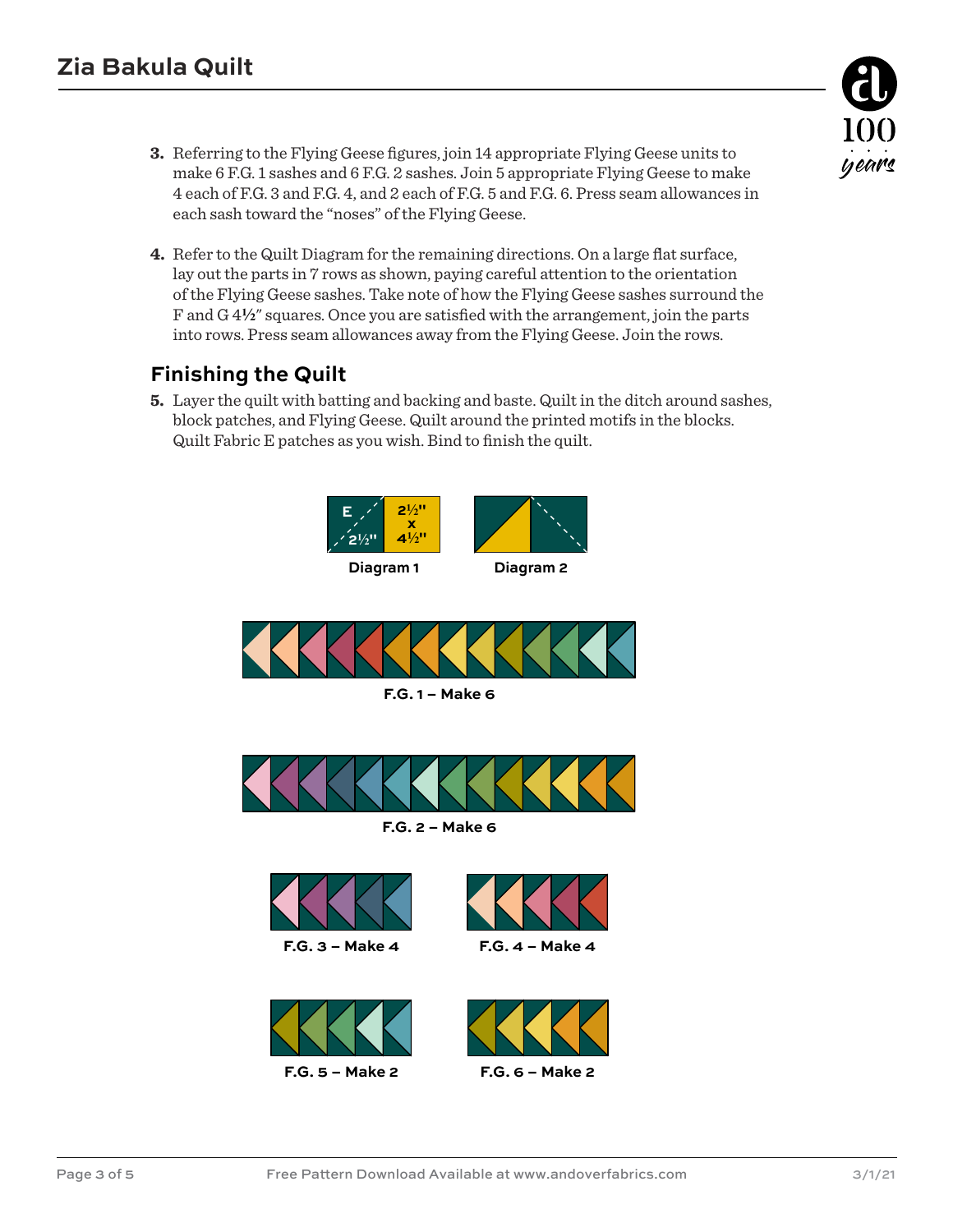3. Referring to the Flying Geese figures, join 14 appropriate Flying Geese units to make 6 F.G. 1 sashes and 6 F.G. 2 sashes. Join 5 appropriate Flying Geese to make 4 each of F.G. 3 and F.G. 4, and 2 each of F.G. 5 and F.G. 6. Press seam allowances in each sash toward the “noses” of the Flying Geese.

4. Refer to the Quilt Diagram for the remaining directions. On a large flat surface, lay out the parts in 7 rows as shown, paying careful attention to the orientation of the Flying Geese sashes. Take note of how the Flying Geese sashes surround the F and G 4½" squares. Once you are satisfied with the arrangement, join the parts into rows. Press seam allowances away from the Flying Geese. Join the rows.

## Finishing the Quilt

5. Layer the quilt with batting and backing and baste. Quilt in the ditch around sashes, block patches, and Flying Geese. Quilt around the printed motifs in the blocks. Quilt Fabric E patches as you wish. Bind to finish the quilt.

E 2½"  2½" x 4½"

**Diagram 1**

**Diagram 2**

**F.G. 1 – Make 6**

**F.G. 2 – Make 6**

**F.G. 3 – Make 4**

**F.G. 4 – Make 4**

**F.G. 5 – Make 2**

**F.G. 6 – Make 2**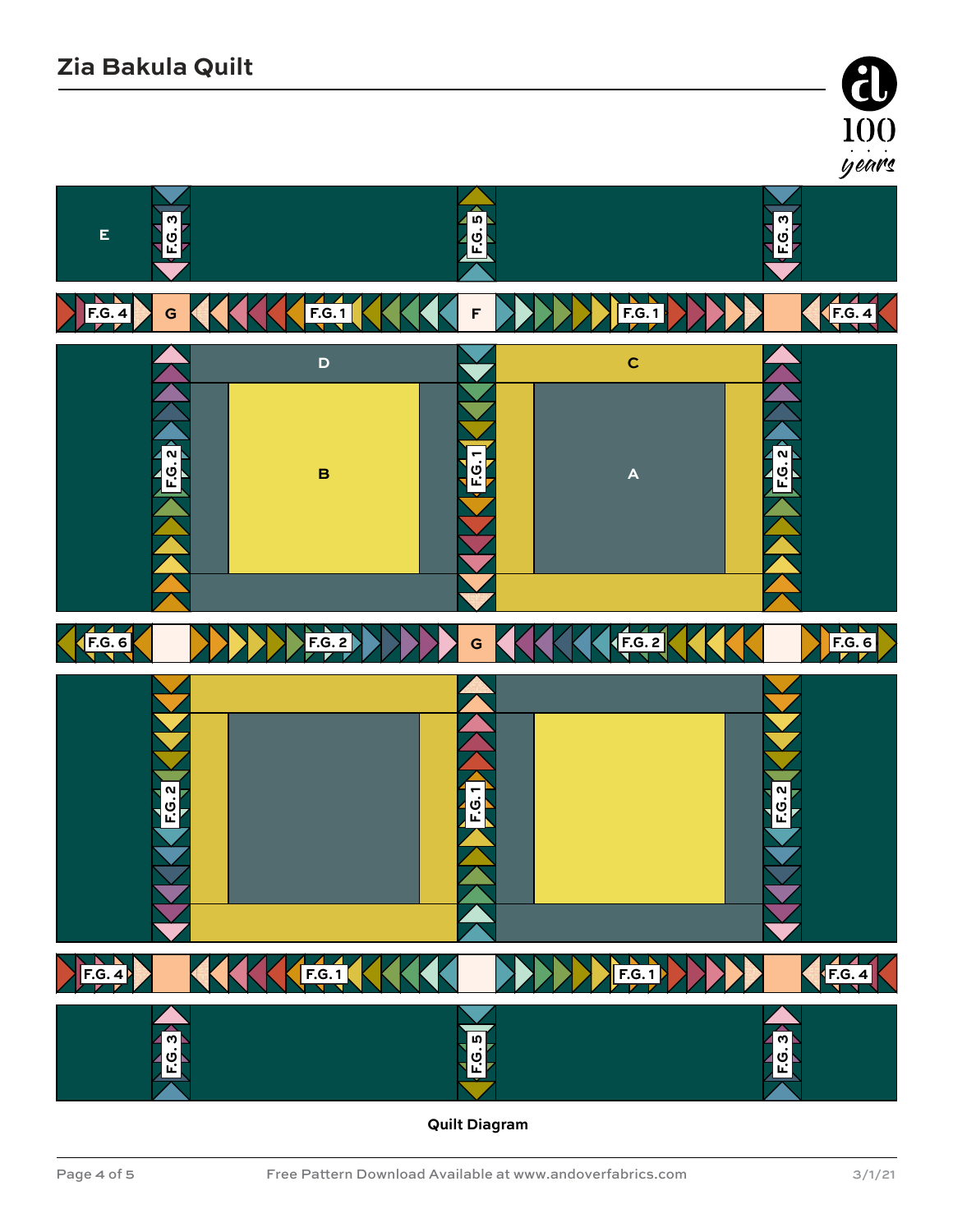# Zia Bakula Quilt

E

F.G. 3

F.G. 5

F.G. 3

F.G. 4 G F.G. 1 F F.G. 1 F.G. 4

D C

F.G. 2 B F.G. 1 A F.G. 2

F.G. 6 F.G. 2 G F.G. 2 F.G. 6

F.G. 2 F.G. 1 F.G. 2

F.G. 4 F.G. 1 F.G. 1 F.G. 4

F.G. 3 F.G. 5 F.G. 3

**Quilt Diagram**

Free Pattern Download Available at www.andoverfabrics.com

3/1/21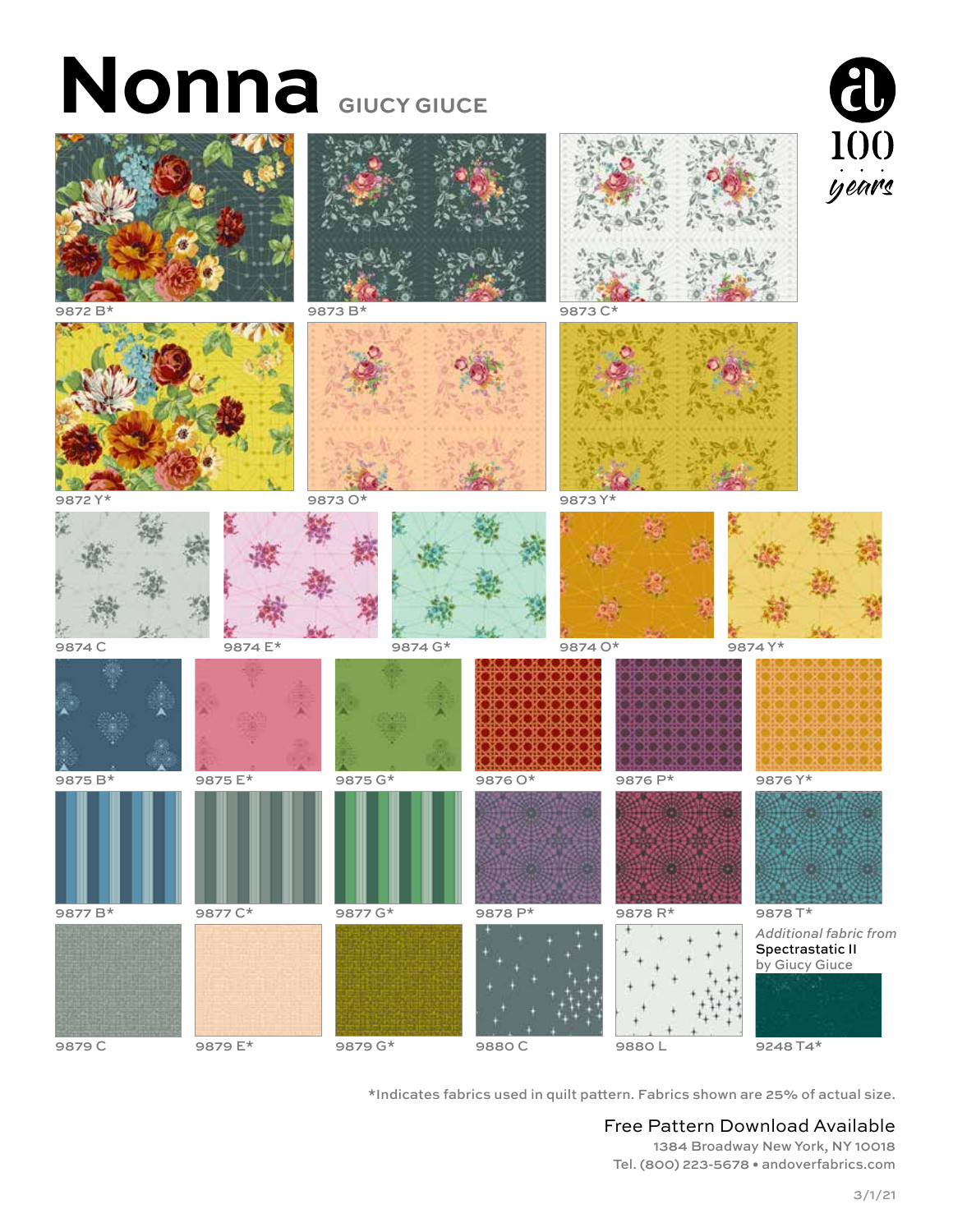# Nonna

GIUCY GIUCE

100 years

9872 B*

9873 B*

9873 C*

9872 Y*

9873 O*

9873 Y*

9874 C

9874 E*

9874 G*

9874 O*

9874 Y*

9875 B*

9875 E*

9875 G*

9876 O*

9876 P*

9876 Y*

9877 B*

9877 C*

9877 G*

9878 P*

9878 R*

9878 T*

9879 C

9879 E*

9879 G*

9880 C

9880 L

*Additional fabric from* Spectrastatic II by Giucy Giuce

9248 T4*

*Indicates fabrics used in quilt pattern. Fabrics shown are 25% of actual size.

Free Pattern Download Available
1384 Broadway New York, NY 10018
Tel. (800) 223-5678 • andoverfabrics.com

3/1/21